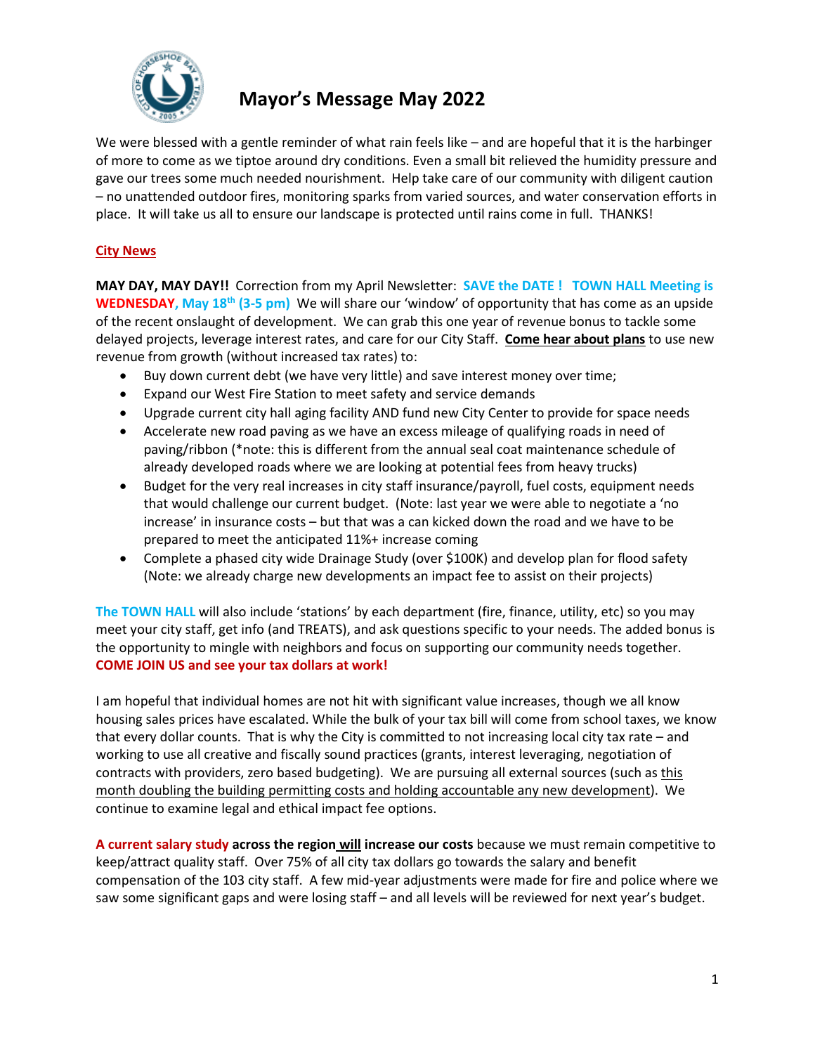# Mayor's Message May 2022

We were blessed with a gentle reminder of what rain feels like – and are hopeful that it is the harbinger of more to come as we tiptoe around dry conditions. Even a small bit relieved the humidity pressure and gave our trees some much needed nourishment. Help take care of our community with diligent caution – no unattended outdoor fires, monitoring sparks from varied sources, and water conservation efforts in place. It will take us all to ensure our landscape is protected until rains come in full. THANKS!

## City News

**MAY DAY, MAY DAY!!** Correction from my April Newsletter: **SAVE the DATE ! TOWN HALL Meeting is WEDNESDAY, May 18th (3-5 pm)** We will share our 'window' of opportunity that has come as an upside of the recent onslaught of development. We can grab this one year of revenue bonus to tackle some delayed projects, leverage interest rates, and care for our City Staff. **Come hear about plans** to use new revenue from growth (without increased tax rates) to:

- Buy down current debt (we have very little) and save interest money over time;
- Expand our West Fire Station to meet safety and service demands
- Upgrade current city hall aging facility AND fund new City Center to provide for space needs
- Accelerate new road paving as we have an excess mileage of qualifying roads in need of paving/ribbon (*note: this is different from the annual seal coat maintenance schedule of already developed roads where we are looking at potential fees from heavy trucks)
- Budget for the very real increases in city staff insurance/payroll, fuel costs, equipment needs that would challenge our current budget. (Note: last year we were able to negotiate a 'no increase' in insurance costs – but that was a can kicked down the road and we have to be prepared to meet the anticipated 11%+ increase coming
- Complete a phased city wide Drainage Study (over $100K) and develop plan for flood safety (Note: we already charge new developments an impact fee to assist on their projects)

**The TOWN HALL** will also include 'stations' by each department (fire, finance, utility, etc) so you may meet your city staff, get info (and TREATS), and ask questions specific to your needs. The added bonus is the opportunity to mingle with neighbors and focus on supporting our community needs together. **COME JOIN US and see your tax dollars at work!**

I am hopeful that individual homes are not hit with significant value increases, though we all know housing sales prices have escalated. While the bulk of your tax bill will come from school taxes, we know that every dollar counts. That is why the City is committed to not increasing local city tax rate – and working to use all creative and fiscally sound practices (grants, interest leveraging, negotiation of contracts with providers, zero based budgeting). We are pursuing all external sources (such as this month doubling the building permitting costs and holding accountable any new development). We continue to examine legal and ethical impact fee options.

**A current salary study across the region will increase our costs** because we must remain competitive to keep/attract quality staff. Over 75% of all city tax dollars go towards the salary and benefit compensation of the 103 city staff. A few mid-year adjustments were made for fire and police where we saw some significant gaps and were losing staff – and all levels will be reviewed for next year's budget.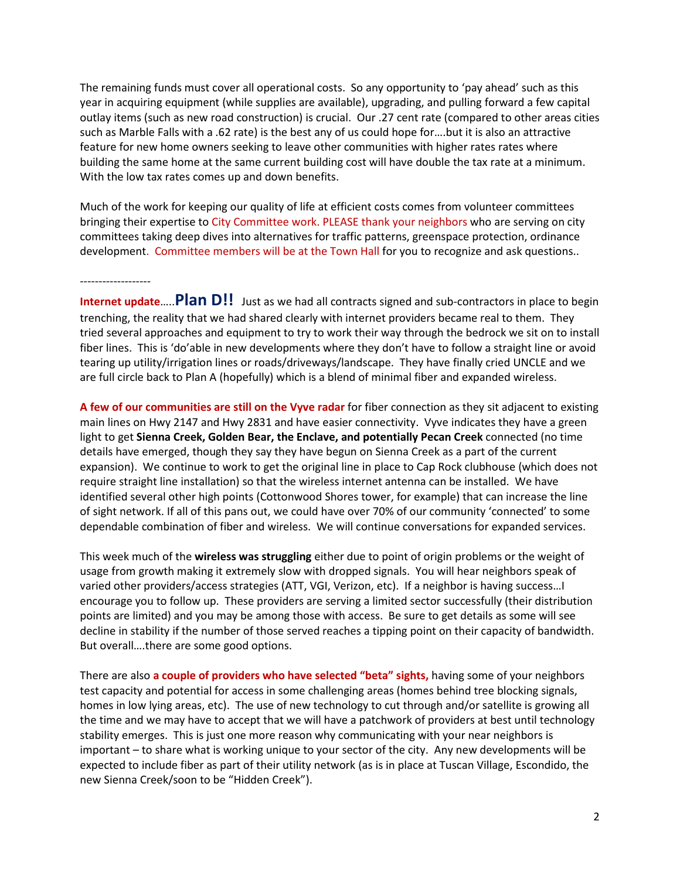The remaining funds must cover all operational costs. So any opportunity to 'pay ahead' such as this year in acquiring equipment (while supplies are available), upgrading, and pulling forward a few capital outlay items (such as new road construction) is crucial. Our .27 cent rate (compared to other areas cities such as Marble Falls with a .62 rate) is the best any of us could hope for….but it is also an attractive feature for new home owners seeking to leave other communities with higher rates rates where building the same home at the same current building cost will have double the tax rate at a minimum. With the low tax rates comes up and down benefits.

Much of the work for keeping our quality of life at efficient costs comes from volunteer committees bringing their expertise to City Committee work. PLEASE thank your neighbors who are serving on city committees taking deep dives into alternatives for traffic patterns, greenspace protection, ordinance development. Committee members will be at the Town Hall for you to recognize and ask questions..

-------------------

**Internet update**….. **Plan D!!** Just as we had all contracts signed and sub-contractors in place to begin trenching, the reality that we had shared clearly with internet providers became real to them. They tried several approaches and equipment to try to work their way through the bedrock we sit on to install fiber lines. This is 'do'able in new developments where they don't have to follow a straight line or avoid tearing up utility/irrigation lines or roads/driveways/landscape. They have finally cried UNCLE and we are full circle back to Plan A (hopefully) which is a blend of minimal fiber and expanded wireless.

**A few of our communities are still on the Vyve radar** for fiber connection as they sit adjacent to existing main lines on Hwy 2147 and Hwy 2831 and have easier connectivity. Vyve indicates they have a green light to get **Sienna Creek, Golden Bear, the Enclave, and potentially Pecan Creek** connected (no time details have emerged, though they say they have begun on Sienna Creek as a part of the current expansion). We continue to work to get the original line in place to Cap Rock clubhouse (which does not require straight line installation) so that the wireless internet antenna can be installed. We have identified several other high points (Cottonwood Shores tower, for example) that can increase the line of sight network. If all of this pans out, we could have over 70% of our community 'connected' to some dependable combination of fiber and wireless. We will continue conversations for expanded services.

This week much of the **wireless was struggling** either due to point of origin problems or the weight of usage from growth making it extremely slow with dropped signals. You will hear neighbors speak of varied other providers/access strategies (ATT, VGI, Verizon, etc). If a neighbor is having success…I encourage you to follow up. These providers are serving a limited sector successfully (their distribution points are limited) and you may be among those with access. Be sure to get details as some will see decline in stability if the number of those served reaches a tipping point on their capacity of bandwidth. But overall….there are some good options.

There are also **a couple of providers who have selected "beta" sights,** having some of your neighbors test capacity and potential for access in some challenging areas (homes behind tree blocking signals, homes in low lying areas, etc). The use of new technology to cut through and/or satellite is growing all the time and we may have to accept that we will have a patchwork of providers at best until technology stability emerges. This is just one more reason why communicating with your near neighbors is important – to share what is working unique to your sector of the city. Any new developments will be expected to include fiber as part of their utility network (as is in place at Tuscan Village, Escondido, the new Sienna Creek/soon to be "Hidden Creek").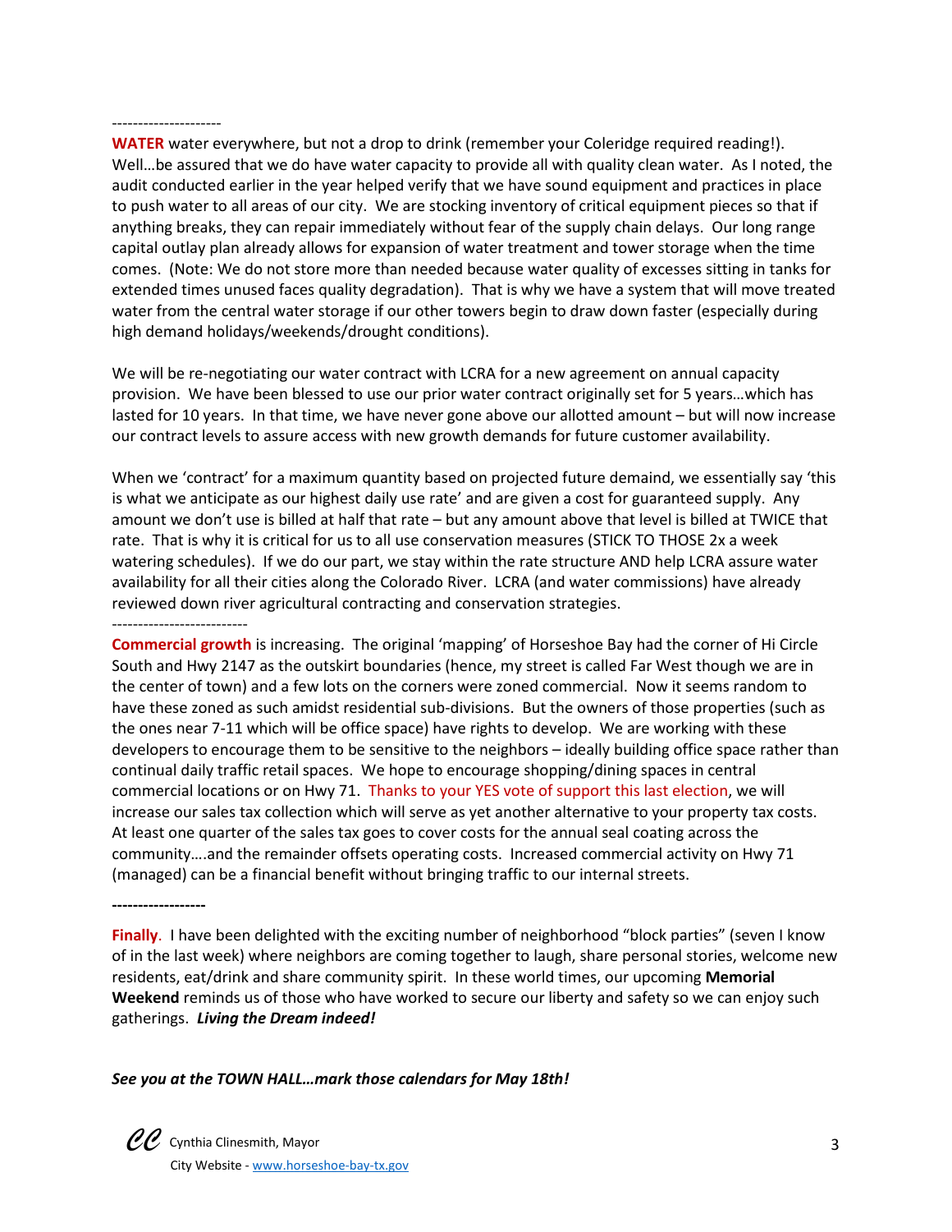---------------------

**WATER** water everywhere, but not a drop to drink (remember your Coleridge required reading!). Well…be assured that we do have water capacity to provide all with quality clean water. As I noted, the audit conducted earlier in the year helped verify that we have sound equipment and practices in place to push water to all areas of our city. We are stocking inventory of critical equipment pieces so that if anything breaks, they can repair immediately without fear of the supply chain delays. Our long range capital outlay plan already allows for expansion of water treatment and tower storage when the time comes. (Note: We do not store more than needed because water quality of excesses sitting in tanks for extended times unused faces quality degradation). That is why we have a system that will move treated water from the central water storage if our other towers begin to draw down faster (especially during high demand holidays/weekends/drought conditions).

We will be re-negotiating our water contract with LCRA for a new agreement on annual capacity provision. We have been blessed to use our prior water contract originally set for 5 years…which has lasted for 10 years. In that time, we have never gone above our allotted amount – but will now increase our contract levels to assure access with new growth demands for future customer availability.

When we 'contract' for a maximum quantity based on projected future demand, we essentially say 'this is what we anticipate as our highest daily use rate' and are given a cost for guaranteed supply. Any amount we don't use is billed at half that rate – but any amount above that level is billed at TWICE that rate. That is why it is critical for us to all use conservation measures (STICK TO THOSE 2x a week watering schedules). If we do our part, we stay within the rate structure AND help LCRA assure water availability for all their cities along the Colorado River. LCRA (and water commissions) have already reviewed down river agricultural contracting and conservation strategies.

--------------------------

**Commercial growth** is increasing. The original 'mapping' of Horseshoe Bay had the corner of Hi Circle South and Hwy 2147 as the outskirt boundaries (hence, my street is called Far West though we are in the center of town) and a few lots on the corners were zoned commercial. Now it seems random to have these zoned as such amidst residential sub-divisions. But the owners of those properties (such as the ones near 7-11 which will be office space) have rights to develop. We are working with these developers to encourage them to be sensitive to the neighbors – ideally building office space rather than continual daily traffic retail spaces. We hope to encourage shopping/dining spaces in central commercial locations or on Hwy 71. Thanks to your YES vote of support this last election, we will increase our sales tax collection which will serve as yet another alternative to your property tax costs. At least one quarter of the sales tax goes to cover costs for the annual seal coating across the community….and the remainder offsets operating costs. Increased commercial activity on Hwy 71 (managed) can be a financial benefit without bringing traffic to our internal streets.

**------------------**

**Finally**. I have been delighted with the exciting number of neighborhood "block parties" (seven I know of in the last week) where neighbors are coming together to laugh, share personal stories, welcome new residents, eat/drink and share community spirit. In these world times, our upcoming **Memorial Weekend** reminds us of those who have worked to secure our liberty and safety so we can enjoy such gatherings. ***Living the Dream indeed!***

***See you at the TOWN HALL…mark those calendars for May 18th!***

*CC* Cynthia Clinesmith, Mayor
City Website - www.horseshoe-bay-tx.gov